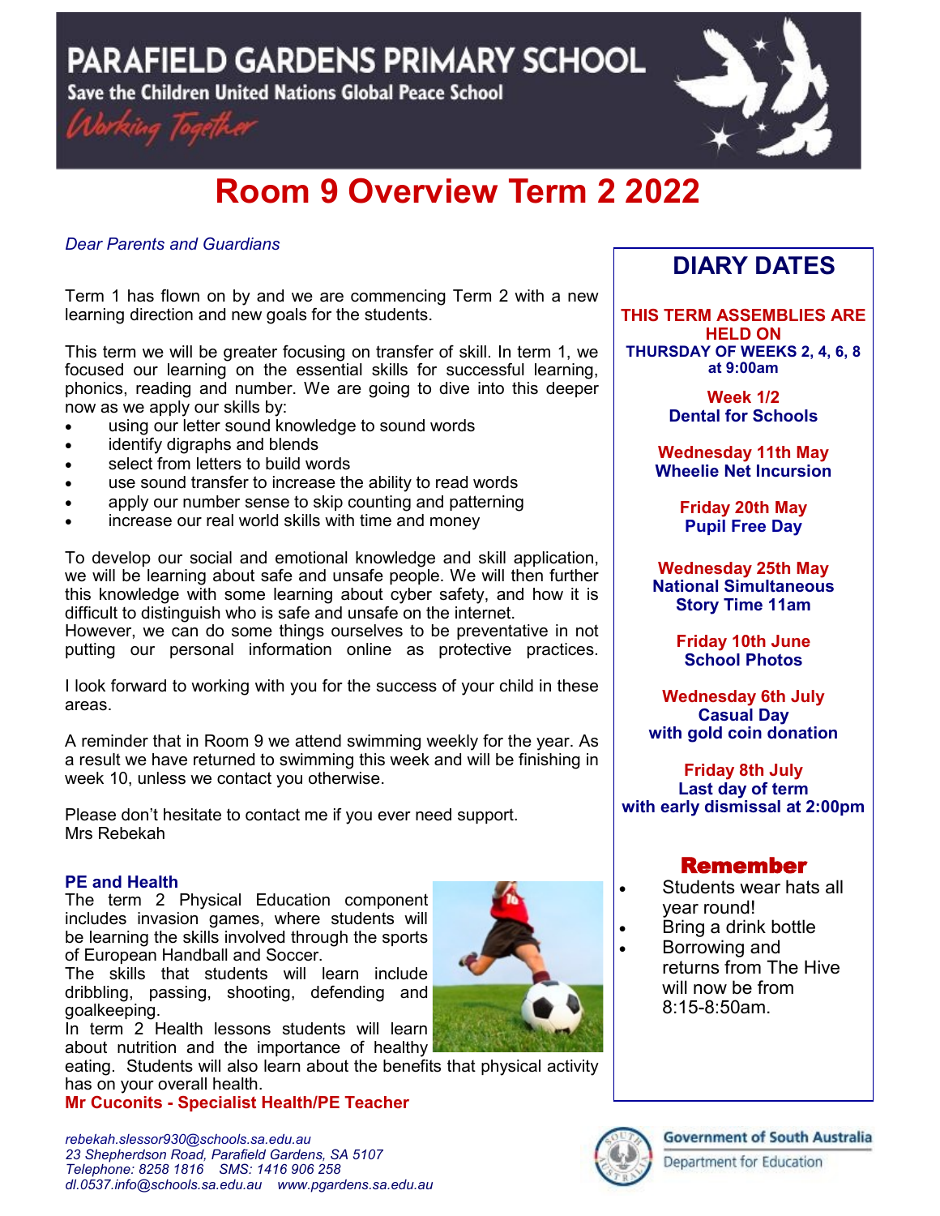# PARAFIELD GARDENS PRIMARY SCHOOL

**Save the Children United Nations Global Peace School**

*Working Together*

# Room 9 Overview Term 2 2022

*Dear Parents and Guardians*

Term 1 has flown on by and we are commencing Term 2 with a new learning direction and new goals for the students.

This term we will be greater focusing on transfer of skill. In term 1, we focused our learning on the essential skills for successful learning, phonics, reading and number. We are going to dive into this deeper now as we apply our skills by:

- using our letter sound knowledge to sound words
- identify digraphs and blends
- select from letters to build words
- use sound transfer to increase the ability to read words
- apply our number sense to skip counting and patterning
- increase our real world skills with time and money

To develop our social and emotional knowledge and skill application, we will be learning about safe and unsafe people. We will then further this knowledge with some learning about cyber safety, and how it is difficult to distinguish who is safe and unsafe on the internet.
However, we can do some things ourselves to be preventative in not putting our personal information online as protective practices.

I look forward to working with you for the success of your child in these areas.

A reminder that in Room 9 we attend swimming weekly for the year. As a result we have returned to swimming this week and will be finishing in week 10, unless we contact you otherwise.

Please don't hesitate to contact me if you ever need support.
Mrs Rebekah

### PE and Health

The term 2 Physical Education component includes invasion games, where students will be learning the skills involved through the sports of European Handball and Soccer.
The skills that students will learn include dribbling, passing, shooting, defending and goalkeeping.
In term 2 Health lessons students will learn about nutrition and the importance of healthy eating. Students will also learn about the benefits that physical activity has on your overall health.
**Mr Cuconits - Specialist Health/PE Teacher**

## DIARY DATES

**THIS TERM ASSEMBLIES ARE HELD ON**
**THURSDAY OF WEEKS 2, 4, 6, 8 at 9:00am**

**Week 1/2**
**Dental for Schools**

**Wednesday 11th May**
**Wheelie Net Incursion**

**Friday 20th May**
**Pupil Free Day**

**Wednesday 25th May**
**National Simultaneous Story Time 11am**

**Friday 10th June**
**School Photos**

**Wednesday 6th July**
**Casual Day with gold coin donation**

**Friday 8th July**
**Last day of term with early dismissal at 2:00pm**

### Remember

- Students wear hats all year round!
- Bring a drink bottle
- Borrowing and returns from The Hive will now be from 8:15-8:50am.

*rebekah.slessor930@schools.sa.edu.au*
*23 Shepherdson Road, Parafield Gardens, SA 5107*
*Telephone: 8258 1816 SMS: 1416 906 258*
*dl.0537.info@schools.sa.edu.au www.pgardens.sa.edu.au*

Government of South Australia
Department for Education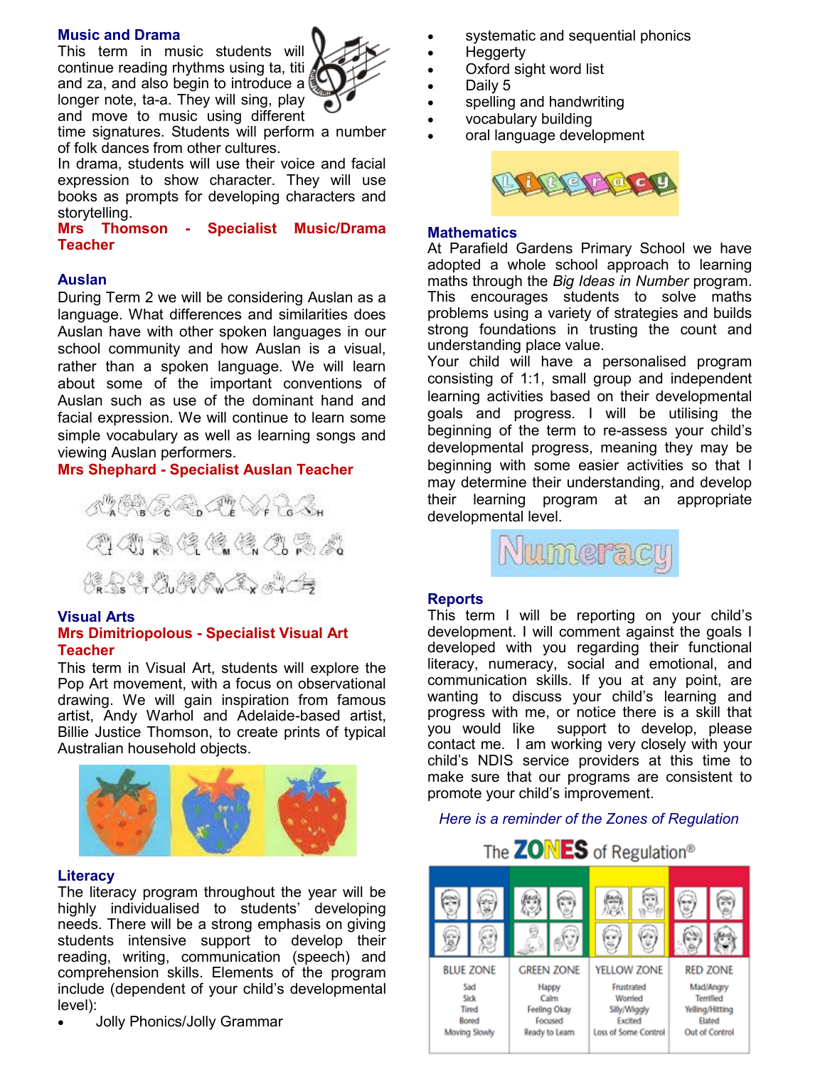## Music and Drama

This term in music students will continue reading rhythms using ta, titi and za, and also begin to introduce a longer note, ta-a. They will sing, play and move to music using different time signatures. Students will perform a number of folk dances from other cultures.

In drama, students will use their voice and facial expression to show character. They will use books as prompts for developing characters and storytelling.

**Mrs Thomson - Specialist Music/Drama Teacher**

## Auslan

During Term 2 we will be considering Auslan as a language. What differences and similarities does Auslan have with other spoken languages in our school community and how Auslan is a visual, rather than a spoken language. We will learn about some of the important conventions of Auslan such as use of the dominant hand and facial expression. We will continue to learn some simple vocabulary as well as learning songs and viewing Auslan performers.

**Mrs Shephard - Specialist Auslan Teacher**

## Visual Arts

**Mrs Dimitriopolous - Specialist Visual Art Teacher**

This term in Visual Art, students will explore the Pop Art movement, with a focus on observational drawing. We will gain inspiration from famous artist, Andy Warhol and Adelaide-based artist, Billie Justice Thomson, to create prints of typical Australian household objects.

## Literacy

The literacy program throughout the year will be highly individualised to students' developing needs. There will be a strong emphasis on giving students intensive support to develop their reading, writing, communication (speech) and comprehension skills. Elements of the program include (dependent of your child's developmental level):

- Jolly Phonics/Jolly Grammar
- systematic and sequential phonics
- Heggerty
- Oxford sight word list
- Daily 5
- spelling and handwriting
- vocabulary building
- oral language development

Literacy

## Mathematics

At Parafield Gardens Primary School we have adopted a whole school approach to learning maths through the *Big Ideas in Number* program. This encourages students to solve maths problems using a variety of strategies and builds strong foundations in trusting the count and understanding place value.

Your child will have a personalised program consisting of 1:1, small group and independent learning activities based on their developmental goals and progress. I will be utilising the beginning of the term to re-assess your child's developmental progress, meaning they may be beginning with some easier activities so that I may determine their understanding, and develop their learning program at an appropriate developmental level.

Numeracy

## Reports

This term I will be reporting on your child's development. I will comment against the goals I developed with you regarding their functional literacy, numeracy, social and emotional, and communication skills. If you at any point, are wanting to discuss your child's learning and progress with me, or notice there is a skill that you would like support to develop, please contact me. I am working very closely with your child's NDIS service providers at this time to make sure that our programs are consistent to promote your child's improvement.

*Here is a reminder of the Zones of Regulation*

The ZONES of Regulation®

| BLUE ZONE | GREEN ZONE | YELLOW ZONE | RED ZONE |
| --- | --- | --- | --- |
| Sad | Happy | Frustrated | Mad/Angry |
| Sick | Calm | Worried | Terrified |
| Tired | Feeling Okay | Silly/Wiggly | Yelling/Hitting |
| Bored | Focused | Excited | Elated |
| Moving Slowly | Ready to Learn | Loss of Some Control | Out of Control |